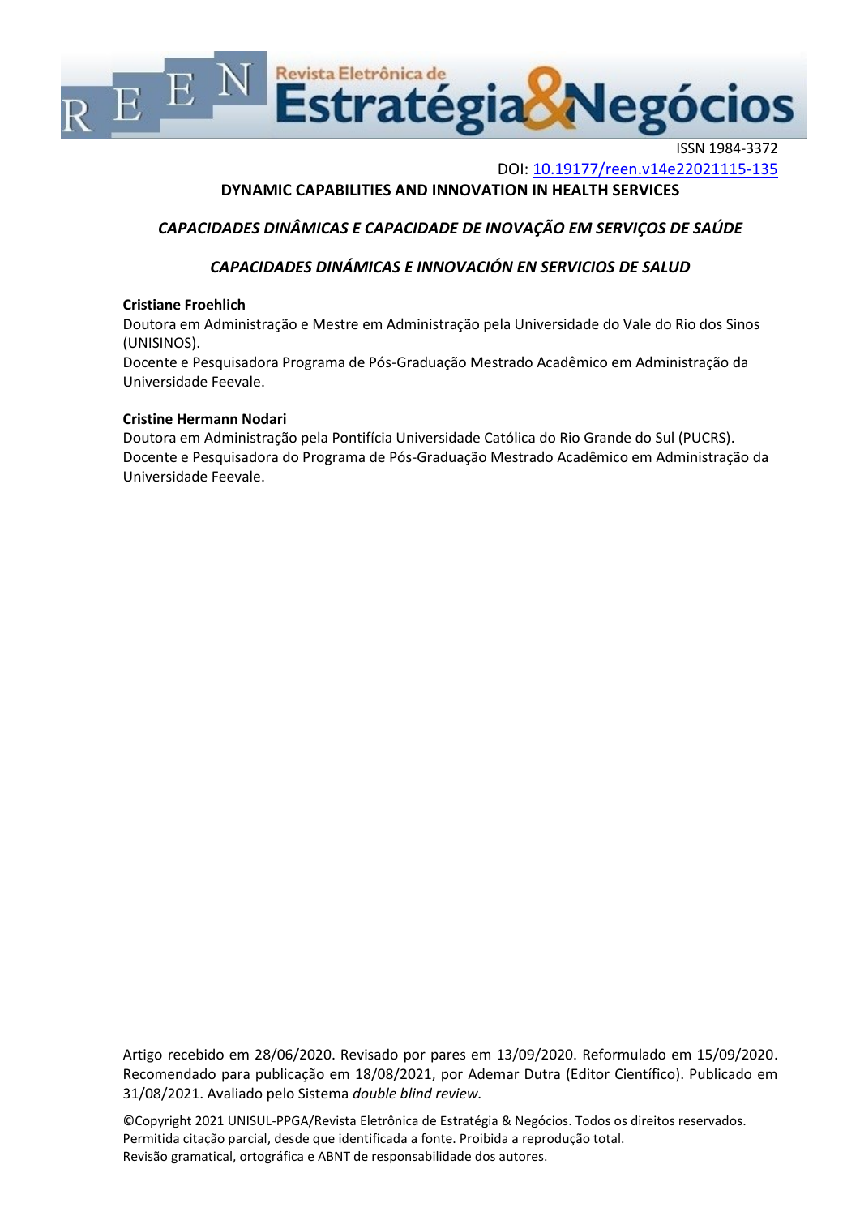ISSN 1984-3372

DOI: 10.19177/reen.v14e22021115-135

# DYNAMIC CAPABILITIES AND INNOVATION IN HEALTH SERVICES

## *CAPACIDADES DINÂMICAS E CAPACIDADE DE INOVAÇÃO EM SERVIÇOS DE SAÚDE*

## *CAPACIDADES DINÁMICAS E INNOVACIÓN EN SERVICIOS DE SALUD*

**Cristiane Froehlich**

Doutora em Administração e Mestre em Administração pela Universidade do Vale do Rio dos Sinos (UNISINOS).

Docente e Pesquisadora Programa de Pós-Graduação Mestrado Acadêmico em Administração da Universidade Feevale.

**Cristine Hermann Nodari**

Doutora em Administração pela Pontifícia Universidade Católica do Rio Grande do Sul (PUCRS).

Docente e Pesquisadora do Programa de Pós-Graduação Mestrado Acadêmico em Administração da Universidade Feevale.

Artigo recebido em 28/06/2020. Revisado por pares em 13/09/2020. Reformulado em 15/09/2020. Recomendado para publicação em 18/08/2021, por Ademar Dutra (Editor Científico). Publicado em 31/08/2021. Avaliado pelo Sistema *double blind review.*

©Copyright 2021 UNISUL-PPGA/Revista Eletrônica de Estratégia & Negócios. Todos os direitos reservados. Permitida citação parcial, desde que identificada a fonte. Proibida a reprodução total. Revisão gramatical, ortográfica e ABNT de responsabilidade dos autores.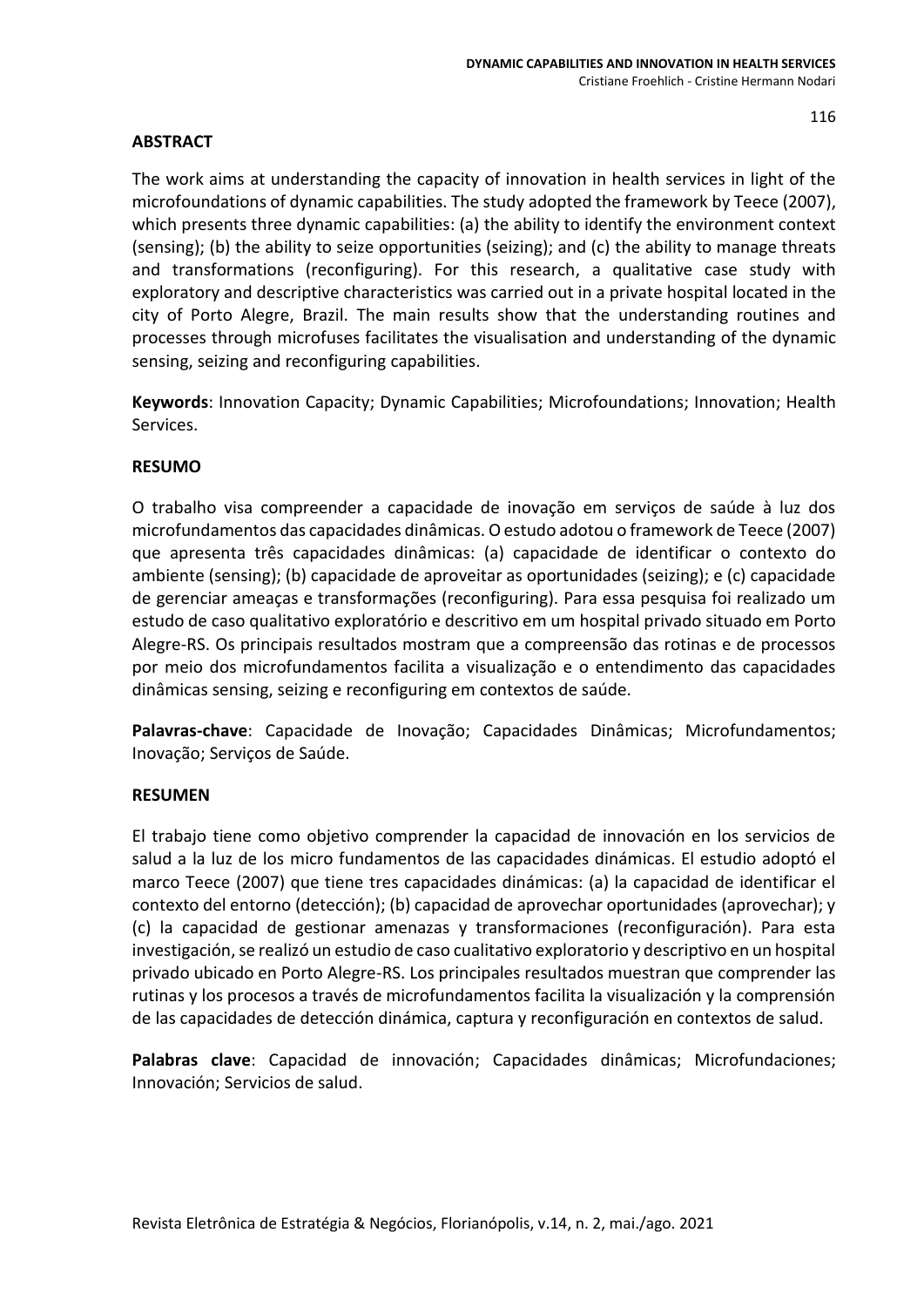## ABSTRACT

The work aims at understanding the capacity of innovation in health services in light of the microfoundations of dynamic capabilities. The study adopted the framework by Teece (2007), which presents three dynamic capabilities: (a) the ability to identify the environment context (sensing); (b) the ability to seize opportunities (seizing); and (c) the ability to manage threats and transformations (reconfiguring). For this research, a qualitative case study with exploratory and descriptive characteristics was carried out in a private hospital located in the city of Porto Alegre, Brazil. The main results show that the understanding routines and processes through microfuses facilitates the visualisation and understanding of the dynamic sensing, seizing and reconfiguring capabilities.

**Keywords**: Innovation Capacity; Dynamic Capabilities; Microfoundations; Innovation; Health Services.

## RESUMO

O trabalho visa compreender a capacidade de inovação em serviços de saúde à luz dos microfundamentos das capacidades dinâmicas. O estudo adotou o framework de Teece (2007) que apresenta três capacidades dinâmicas: (a) capacidade de identificar o contexto do ambiente (sensing); (b) capacidade de aproveitar as oportunidades (seizing); e (c) capacidade de gerenciar ameaças e transformações (reconfiguring). Para essa pesquisa foi realizado um estudo de caso qualitativo exploratório e descritivo em um hospital privado situado em Porto Alegre-RS. Os principais resultados mostram que a compreensão das rotinas e de processos por meio dos microfundamentos facilita a visualização e o entendimento das capacidades dinâmicas sensing, seizing e reconfiguring em contextos de saúde.

**Palavras-chave**: Capacidade de Inovação; Capacidades Dinâmicas; Microfundamentos; Inovação; Serviços de Saúde.

## RESUMEN

El trabajo tiene como objetivo comprender la capacidad de innovación en los servicios de salud a la luz de los micro fundamentos de las capacidades dinámicas. El estudio adoptó el marco Teece (2007) que tiene tres capacidades dinámicas: (a) la capacidad de identificar el contexto del entorno (detección); (b) capacidad de aprovechar oportunidades (aprovechar); y (c) la capacidad de gestionar amenazas y transformaciones (reconfiguración). Para esta investigación, se realizó un estudio de caso cualitativo exploratorio y descriptivo en un hospital privado ubicado en Porto Alegre-RS. Los principales resultados muestran que comprender las rutinas y los procesos a través de microfundamentos facilita la visualización y la comprensión de las capacidades de detección dinámica, captura y reconfiguración en contextos de salud.

**Palabras clave**: Capacidad de innovación; Capacidades dinâmicas; Microfundaciones; Innovación; Servicios de salud.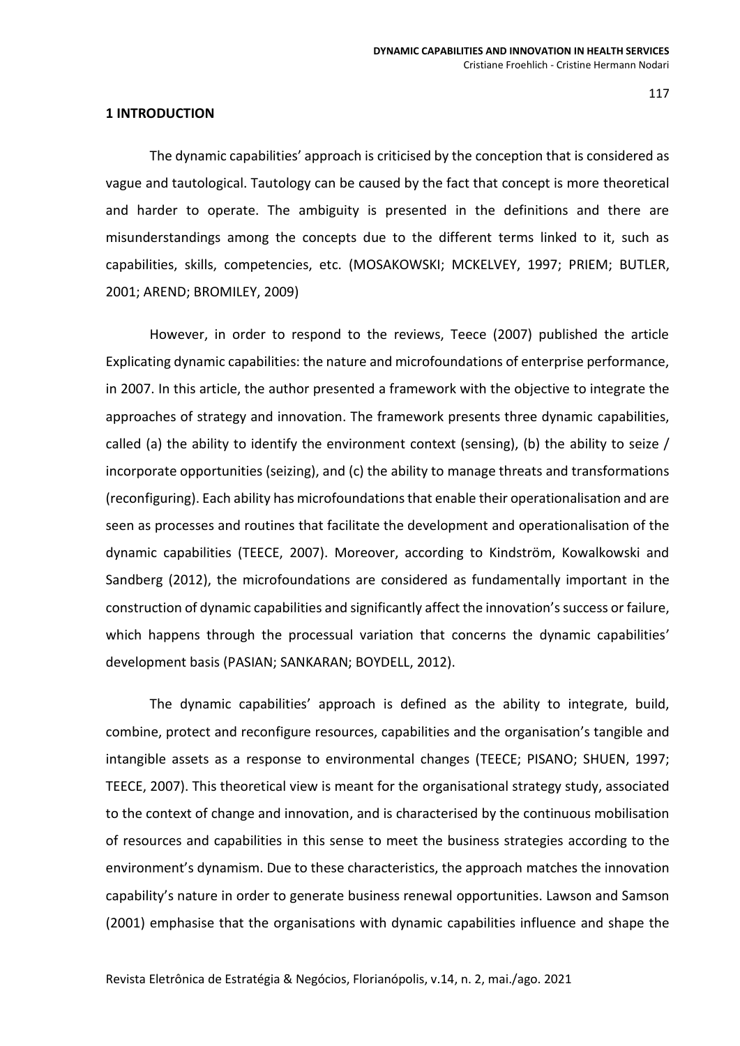## 1 INTRODUCTION

The dynamic capabilities' approach is criticised by the conception that is considered as vague and tautological. Tautology can be caused by the fact that concept is more theoretical and harder to operate. The ambiguity is presented in the definitions and there are misunderstandings among the concepts due to the different terms linked to it, such as capabilities, skills, competencies, etc. (MOSAKOWSKI; MCKELVEY, 1997; PRIEM; BUTLER, 2001; AREND; BROMILEY, 2009)

However, in order to respond to the reviews, Teece (2007) published the article Explicating dynamic capabilities: the nature and microfoundations of enterprise performance, in 2007. In this article, the author presented a framework with the objective to integrate the approaches of strategy and innovation. The framework presents three dynamic capabilities, called (a) the ability to identify the environment context (sensing), (b) the ability to seize / incorporate opportunities (seizing), and (c) the ability to manage threats and transformations (reconfiguring). Each ability has microfoundations that enable their operationalisation and are seen as processes and routines that facilitate the development and operationalisation of the dynamic capabilities (TEECE, 2007). Moreover, according to Kindström, Kowalkowski and Sandberg (2012), the microfoundations are considered as fundamentally important in the construction of dynamic capabilities and significantly affect the innovation's success or failure, which happens through the processual variation that concerns the dynamic capabilities' development basis (PASIAN; SANKARAN; BOYDELL, 2012).

The dynamic capabilities' approach is defined as the ability to integrate, build, combine, protect and reconfigure resources, capabilities and the organisation's tangible and intangible assets as a response to environmental changes (TEECE; PISANO; SHUEN, 1997; TEECE, 2007). This theoretical view is meant for the organisational strategy study, associated to the context of change and innovation, and is characterised by the continuous mobilisation of resources and capabilities in this sense to meet the business strategies according to the environment's dynamism. Due to these characteristics, the approach matches the innovation capability's nature in order to generate business renewal opportunities. Lawson and Samson (2001) emphasise that the organisations with dynamic capabilities influence and shape the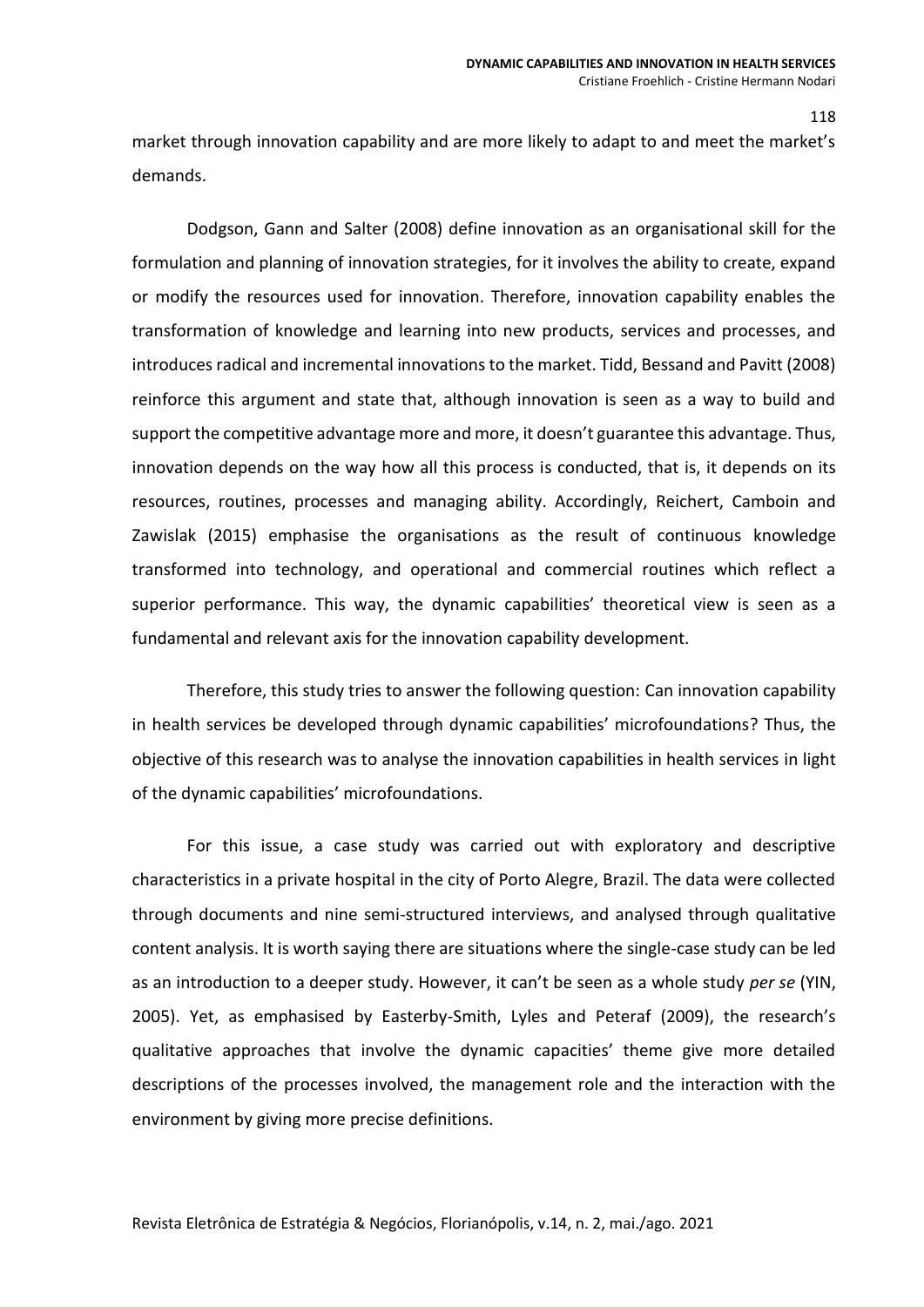market through innovation capability and are more likely to adapt to and meet the market's demands.

Dodgson, Gann and Salter (2008) define innovation as an organisational skill for the formulation and planning of innovation strategies, for it involves the ability to create, expand or modify the resources used for innovation. Therefore, innovation capability enables the transformation of knowledge and learning into new products, services and processes, and introduces radical and incremental innovations to the market. Tidd, Bessand and Pavitt (2008) reinforce this argument and state that, although innovation is seen as a way to build and support the competitive advantage more and more, it doesn't guarantee this advantage. Thus, innovation depends on the way how all this process is conducted, that is, it depends on its resources, routines, processes and managing ability. Accordingly, Reichert, Camboin and Zawislak (2015) emphasise the organisations as the result of continuous knowledge transformed into technology, and operational and commercial routines which reflect a superior performance. This way, the dynamic capabilities' theoretical view is seen as a fundamental and relevant axis for the innovation capability development.

Therefore, this study tries to answer the following question: Can innovation capability in health services be developed through dynamic capabilities' microfoundations? Thus, the objective of this research was to analyse the innovation capabilities in health services in light of the dynamic capabilities' microfoundations.

For this issue, a case study was carried out with exploratory and descriptive characteristics in a private hospital in the city of Porto Alegre, Brazil. The data were collected through documents and nine semi-structured interviews, and analysed through qualitative content analysis. It is worth saying there are situations where the single-case study can be led as an introduction to a deeper study. However, it can't be seen as a whole study *per se* (YIN, 2005). Yet, as emphasised by Easterby-Smith, Lyles and Peteraf (2009), the research's qualitative approaches that involve the dynamic capacities' theme give more detailed descriptions of the processes involved, the management role and the interaction with the environment by giving more precise definitions.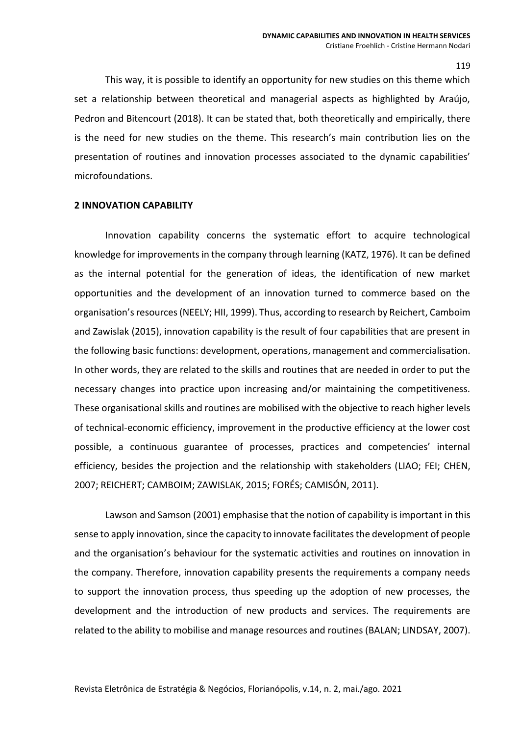This way, it is possible to identify an opportunity for new studies on this theme which set a relationship between theoretical and managerial aspects as highlighted by Araújo, Pedron and Bitencourt (2018). It can be stated that, both theoretically and empirically, there is the need for new studies on the theme. This research's main contribution lies on the presentation of routines and innovation processes associated to the dynamic capabilities' microfoundations.

## 2 INNOVATION CAPABILITY

Innovation capability concerns the systematic effort to acquire technological knowledge for improvements in the company through learning (KATZ, 1976). It can be defined as the internal potential for the generation of ideas, the identification of new market opportunities and the development of an innovation turned to commerce based on the organisation's resources (NEELY; HII, 1999). Thus, according to research by Reichert, Camboim and Zawislak (2015), innovation capability is the result of four capabilities that are present in the following basic functions: development, operations, management and commercialisation. In other words, they are related to the skills and routines that are needed in order to put the necessary changes into practice upon increasing and/or maintaining the competitiveness. These organisational skills and routines are mobilised with the objective to reach higher levels of technical-economic efficiency, improvement in the productive efficiency at the lower cost possible, a continuous guarantee of processes, practices and competencies' internal efficiency, besides the projection and the relationship with stakeholders (LIAO; FEI; CHEN, 2007; REICHERT; CAMBOIM; ZAWISLAK, 2015; FORÉS; CAMISÓN, 2011).

Lawson and Samson (2001) emphasise that the notion of capability is important in this sense to apply innovation, since the capacity to innovate facilitates the development of people and the organisation's behaviour for the systematic activities and routines on innovation in the company. Therefore, innovation capability presents the requirements a company needs to support the innovation process, thus speeding up the adoption of new processes, the development and the introduction of new products and services. The requirements are related to the ability to mobilise and manage resources and routines (BALAN; LINDSAY, 2007).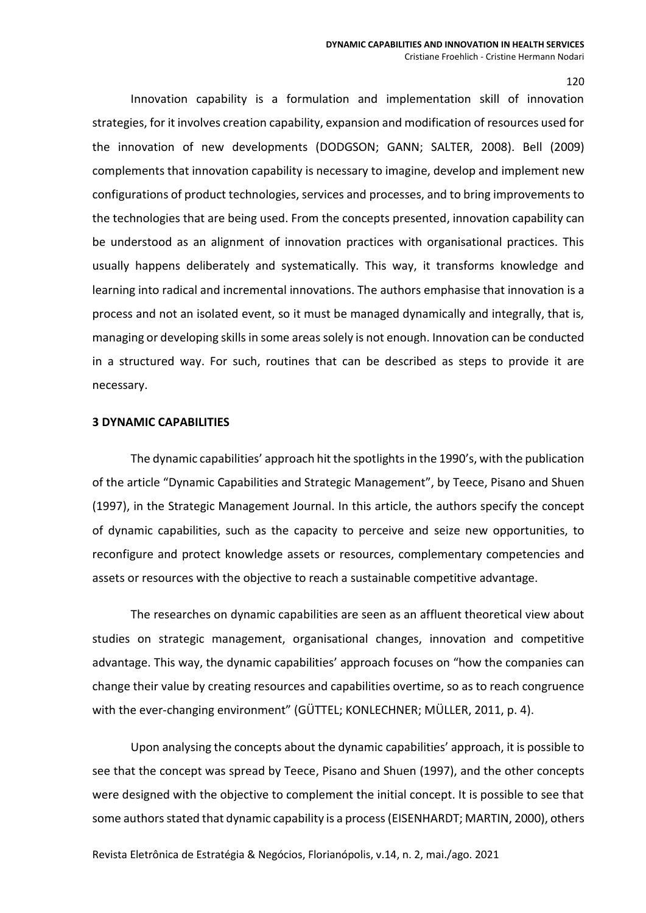Innovation capability is a formulation and implementation skill of innovation strategies, for it involves creation capability, expansion and modification of resources used for the innovation of new developments (DODGSON; GANN; SALTER, 2008). Bell (2009) complements that innovation capability is necessary to imagine, develop and implement new configurations of product technologies, services and processes, and to bring improvements to the technologies that are being used. From the concepts presented, innovation capability can be understood as an alignment of innovation practices with organisational practices. This usually happens deliberately and systematically. This way, it transforms knowledge and learning into radical and incremental innovations. The authors emphasise that innovation is a process and not an isolated event, so it must be managed dynamically and integrally, that is, managing or developing skills in some areas solely is not enough. Innovation can be conducted in a structured way. For such, routines that can be described as steps to provide it are necessary.

## 3 DYNAMIC CAPABILITIES

The dynamic capabilities' approach hit the spotlights in the 1990's, with the publication of the article "Dynamic Capabilities and Strategic Management", by Teece, Pisano and Shuen (1997), in the Strategic Management Journal. In this article, the authors specify the concept of dynamic capabilities, such as the capacity to perceive and seize new opportunities, to reconfigure and protect knowledge assets or resources, complementary competencies and assets or resources with the objective to reach a sustainable competitive advantage.

The researches on dynamic capabilities are seen as an affluent theoretical view about studies on strategic management, organisational changes, innovation and competitive advantage. This way, the dynamic capabilities' approach focuses on "how the companies can change their value by creating resources and capabilities overtime, so as to reach congruence with the ever-changing environment" (GÜTTEL; KONLECHNER; MÜLLER, 2011, p. 4).

Upon analysing the concepts about the dynamic capabilities' approach, it is possible to see that the concept was spread by Teece, Pisano and Shuen (1997), and the other concepts were designed with the objective to complement the initial concept. It is possible to see that some authors stated that dynamic capability is a process (EISENHARDT; MARTIN, 2000), others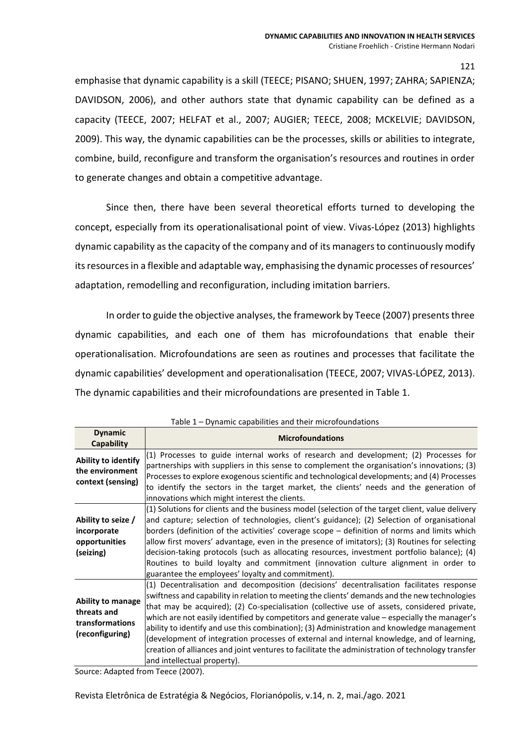emphasise that dynamic capability is a skill (TEECE; PISANO; SHUEN, 1997; ZAHRA; SAPIENZA; DAVIDSON, 2006), and other authors state that dynamic capability can be defined as a capacity (TEECE, 2007; HELFAT et al., 2007; AUGIER; TEECE, 2008; MCKELVIE; DAVIDSON, 2009). This way, the dynamic capabilities can be the processes, skills or abilities to integrate, combine, build, reconfigure and transform the organisation's resources and routines in order to generate changes and obtain a competitive advantage.

Since then, there have been several theoretical efforts turned to developing the concept, especially from its operationalisational point of view. Vivas-López (2013) highlights dynamic capability as the capacity of the company and of its managers to continuously modify its resources in a flexible and adaptable way, emphasising the dynamic processes of resources' adaptation, remodelling and reconfiguration, including imitation barriers.

In order to guide the objective analyses, the framework by Teece (2007) presents three dynamic capabilities, and each one of them has microfoundations that enable their operationalisation. Microfoundations are seen as routines and processes that facilitate the dynamic capabilities' development and operationalisation (TEECE, 2007; VIVAS-LÓPEZ, 2013). The dynamic capabilities and their microfoundations are presented in Table 1.

Table 1 – Dynamic capabilities and their microfoundations

| Dynamic Capability | Microfoundations |
|---|---|
| **Ability to identify the environment context (sensing)** | (1) Processes to guide internal works of research and development; (2) Processes for partnerships with suppliers in this sense to complement the organisation's innovations; (3) Processes to explore exogenous scientific and technological developments; and (4) Processes to identify the sectors in the target market, the clients' needs and the generation of innovations which might interest the clients. |
| **Ability to seize / incorporate opportunities (seizing)** | (1) Solutions for clients and the business model (selection of the target client, value delivery and capture; selection of technologies, client's guidance); (2) Selection of organisational borders (definition of the activities' coverage scope – definition of norms and limits which allow first movers' advantage, even in the presence of imitators); (3) Routines for selecting decision-taking protocols (such as allocating resources, investment portfolio balance); (4) Routines to build loyalty and commitment (innovation culture alignment in order to guarantee the employees' loyalty and commitment). |
| **Ability to manage threats and transformations (reconfiguring)** | (1) Decentralisation and decomposition (decisions' decentralisation facilitates response swiftness and capability in relation to meeting the clients' demands and the new technologies that may be acquired); (2) Co-specialisation (collective use of assets, considered private, which are not easily identified by competitors and generate value – especially the manager's ability to identify and use this combination); (3) Administration and knowledge management (development of integration processes of external and internal knowledge, and of learning, creation of alliances and joint ventures to facilitate the administration of technology transfer and intellectual property). |

Source: Adapted from Teece (2007).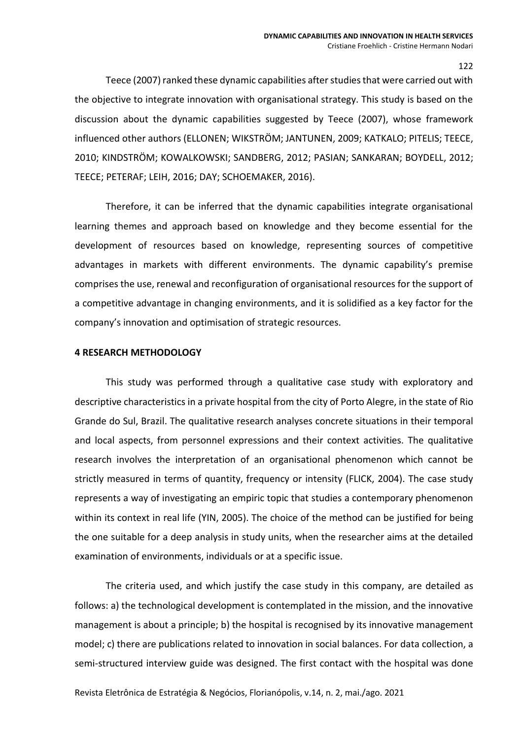Teece (2007) ranked these dynamic capabilities after studies that were carried out with the objective to integrate innovation with organisational strategy. This study is based on the discussion about the dynamic capabilities suggested by Teece (2007), whose framework influenced other authors (ELLONEN; WIKSTRÖM; JANTUNEN, 2009; KATKALO; PITELIS; TEECE, 2010; KINDSTRÖM; KOWALKOWSKI; SANDBERG, 2012; PASIAN; SANKARAN; BOYDELL, 2012; TEECE; PETERAF; LEIH, 2016; DAY; SCHOEMAKER, 2016).

Therefore, it can be inferred that the dynamic capabilities integrate organisational learning themes and approach based on knowledge and they become essential for the development of resources based on knowledge, representing sources of competitive advantages in markets with different environments. The dynamic capability's premise comprises the use, renewal and reconfiguration of organisational resources for the support of a competitive advantage in changing environments, and it is solidified as a key factor for the company's innovation and optimisation of strategic resources.

## 4 RESEARCH METHODOLOGY

This study was performed through a qualitative case study with exploratory and descriptive characteristics in a private hospital from the city of Porto Alegre, in the state of Rio Grande do Sul, Brazil. The qualitative research analyses concrete situations in their temporal and local aspects, from personnel expressions and their context activities. The qualitative research involves the interpretation of an organisational phenomenon which cannot be strictly measured in terms of quantity, frequency or intensity (FLICK, 2004). The case study represents a way of investigating an empiric topic that studies a contemporary phenomenon within its context in real life (YIN, 2005). The choice of the method can be justified for being the one suitable for a deep analysis in study units, when the researcher aims at the detailed examination of environments, individuals or at a specific issue.

The criteria used, and which justify the case study in this company, are detailed as follows: a) the technological development is contemplated in the mission, and the innovative management is about a principle; b) the hospital is recognised by its innovative management model; c) there are publications related to innovation in social balances. For data collection, a semi-structured interview guide was designed. The first contact with the hospital was done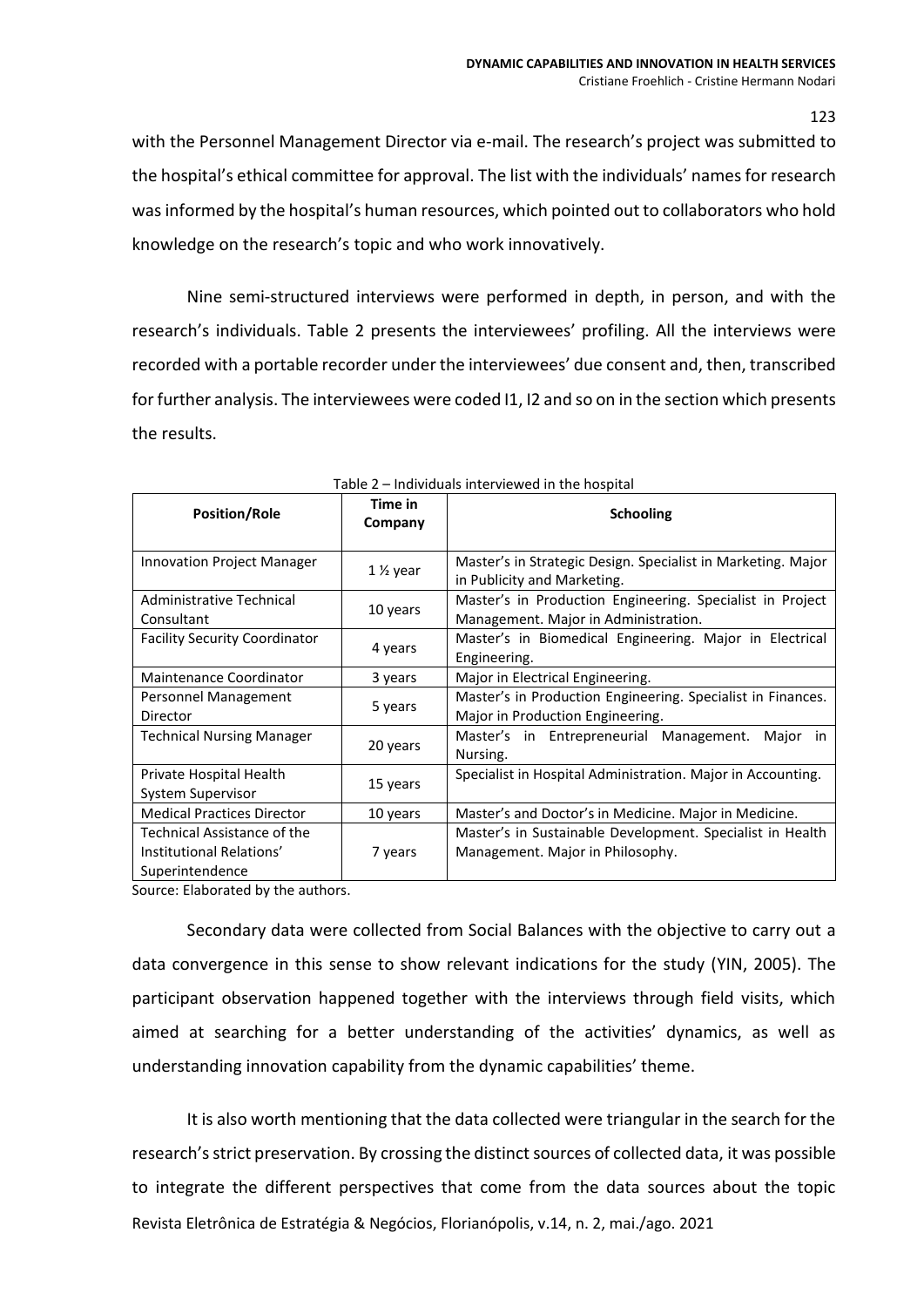with the Personnel Management Director via e-mail. The research's project was submitted to the hospital's ethical committee for approval. The list with the individuals' names for research was informed by the hospital's human resources, which pointed out to collaborators who hold knowledge on the research's topic and who work innovatively.

Nine semi-structured interviews were performed in depth, in person, and with the research's individuals. Table 2 presents the interviewees' profiling. All the interviews were recorded with a portable recorder under the interviewees' due consent and, then, transcribed for further analysis. The interviewees were coded I1, I2 and so on in the section which presents the results.

Table 2 – Individuals interviewed in the hospital

| Position/Role | Time in Company | Schooling |
|---|---|---|
| Innovation Project Manager | 1 ½ year | Master's in Strategic Design. Specialist in Marketing. Major in Publicity and Marketing. |
| Administrative Technical Consultant | 10 years | Master's in Production Engineering. Specialist in Project Management. Major in Administration. |
| Facility Security Coordinator | 4 years | Master's in Biomedical Engineering. Major in Electrical Engineering. |
| Maintenance Coordinator | 3 years | Major in Electrical Engineering. |
| Personnel Management Director | 5 years | Master's in Production Engineering. Specialist in Finances. Major in Production Engineering. |
| Technical Nursing Manager | 20 years | Master's in Entrepreneurial Management. Major in Nursing. |
| Private Hospital Health System Supervisor | 15 years | Specialist in Hospital Administration. Major in Accounting. |
| Medical Practices Director | 10 years | Master's and Doctor's in Medicine. Major in Medicine. |
| Technical Assistance of the Institutional Relations' Superintendence | 7 years | Master's in Sustainable Development. Specialist in Health Management. Major in Philosophy. |

Source: Elaborated by the authors.

Secondary data were collected from Social Balances with the objective to carry out a data convergence in this sense to show relevant indications for the study (YIN, 2005). The participant observation happened together with the interviews through field visits, which aimed at searching for a better understanding of the activities' dynamics, as well as understanding innovation capability from the dynamic capabilities' theme.

It is also worth mentioning that the data collected were triangular in the search for the research's strict preservation. By crossing the distinct sources of collected data, it was possible to integrate the different perspectives that come from the data sources about the topic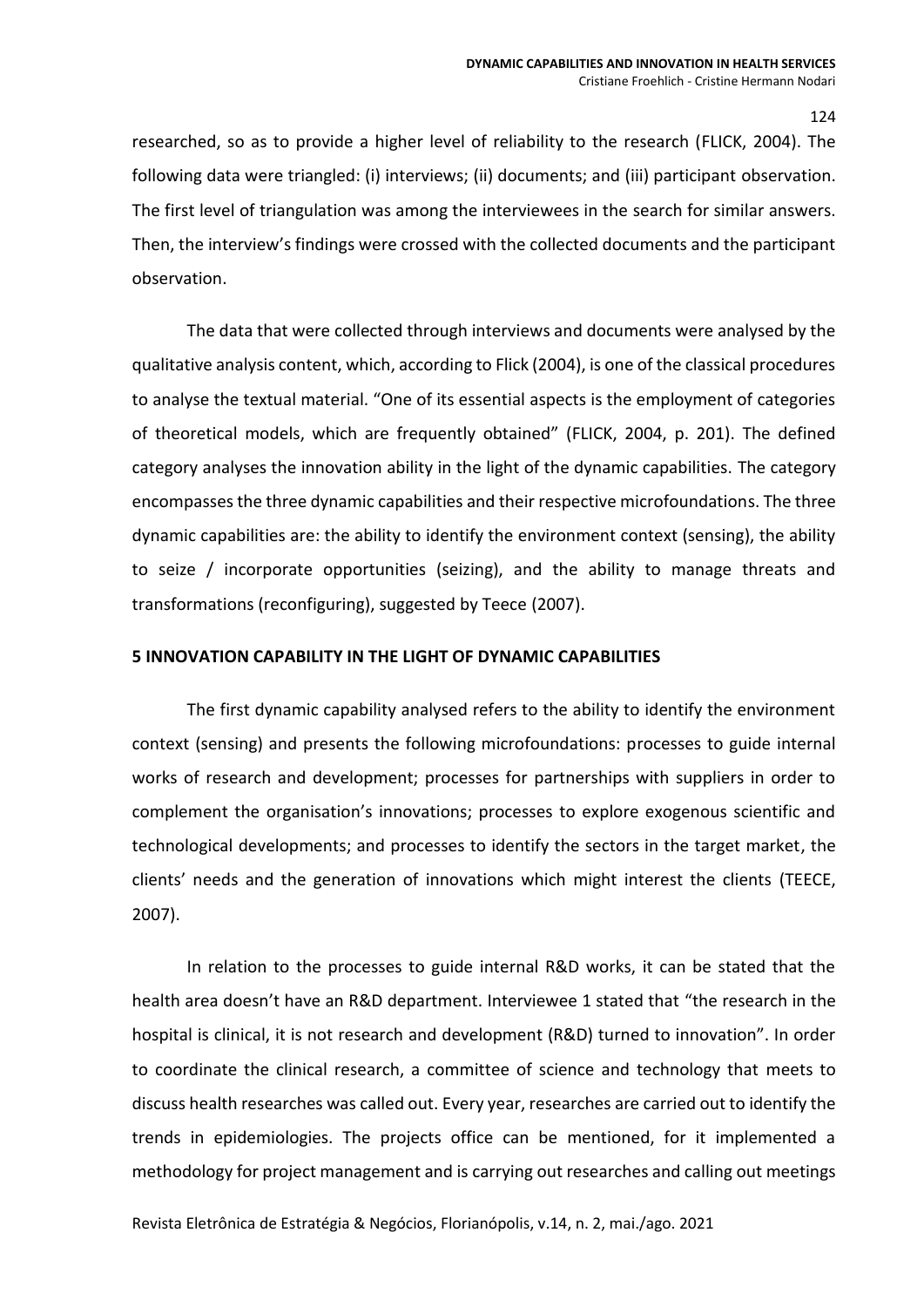researched, so as to provide a higher level of reliability to the research (FLICK, 2004). The following data were triangled: (i) interviews; (ii) documents; and (iii) participant observation. The first level of triangulation was among the interviewees in the search for similar answers. Then, the interview's findings were crossed with the collected documents and the participant observation.

The data that were collected through interviews and documents were analysed by the qualitative analysis content, which, according to Flick (2004), is one of the classical procedures to analyse the textual material. "One of its essential aspects is the employment of categories of theoretical models, which are frequently obtained" (FLICK, 2004, p. 201). The defined category analyses the innovation ability in the light of the dynamic capabilities. The category encompasses the three dynamic capabilities and their respective microfoundations. The three dynamic capabilities are: the ability to identify the environment context (sensing), the ability to seize / incorporate opportunities (seizing), and the ability to manage threats and transformations (reconfiguring), suggested by Teece (2007).

## 5 INNOVATION CAPABILITY IN THE LIGHT OF DYNAMIC CAPABILITIES

The first dynamic capability analysed refers to the ability to identify the environment context (sensing) and presents the following microfoundations: processes to guide internal works of research and development; processes for partnerships with suppliers in order to complement the organisation's innovations; processes to explore exogenous scientific and technological developments; and processes to identify the sectors in the target market, the clients' needs and the generation of innovations which might interest the clients (TEECE, 2007).

In relation to the processes to guide internal R&D works, it can be stated that the health area doesn't have an R&D department. Interviewee 1 stated that "the research in the hospital is clinical, it is not research and development (R&D) turned to innovation". In order to coordinate the clinical research, a committee of science and technology that meets to discuss health researches was called out. Every year, researches are carried out to identify the trends in epidemiologies. The projects office can be mentioned, for it implemented a methodology for project management and is carrying out researches and calling out meetings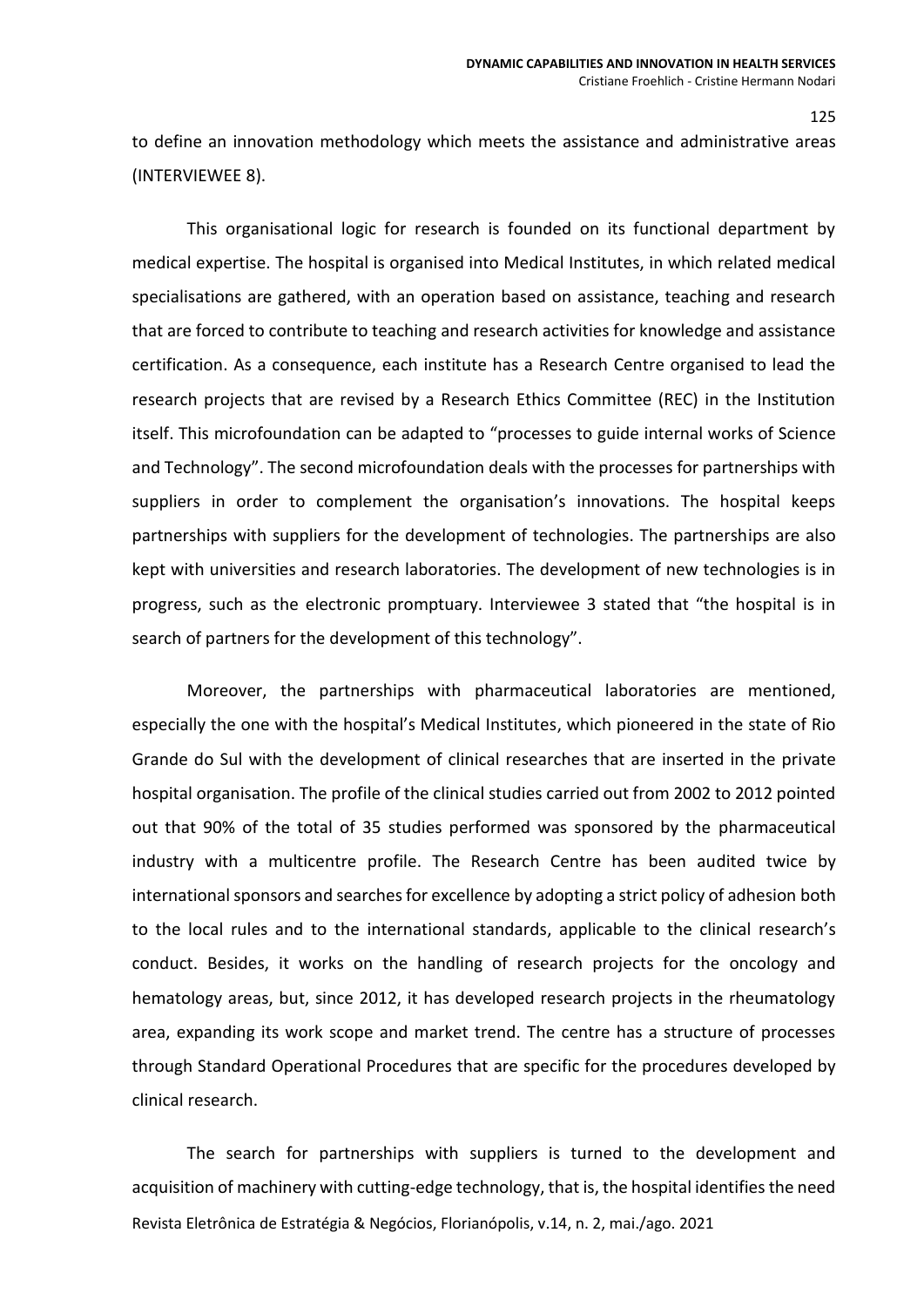to define an innovation methodology which meets the assistance and administrative areas (INTERVIEWEE 8).

This organisational logic for research is founded on its functional department by medical expertise. The hospital is organised into Medical Institutes, in which related medical specialisations are gathered, with an operation based on assistance, teaching and research that are forced to contribute to teaching and research activities for knowledge and assistance certification. As a consequence, each institute has a Research Centre organised to lead the research projects that are revised by a Research Ethics Committee (REC) in the Institution itself. This microfoundation can be adapted to "processes to guide internal works of Science and Technology". The second microfoundation deals with the processes for partnerships with suppliers in order to complement the organisation's innovations. The hospital keeps partnerships with suppliers for the development of technologies. The partnerships are also kept with universities and research laboratories. The development of new technologies is in progress, such as the electronic promptuary. Interviewee 3 stated that "the hospital is in search of partners for the development of this technology".

Moreover, the partnerships with pharmaceutical laboratories are mentioned, especially the one with the hospital's Medical Institutes, which pioneered in the state of Rio Grande do Sul with the development of clinical researches that are inserted in the private hospital organisation. The profile of the clinical studies carried out from 2002 to 2012 pointed out that 90% of the total of 35 studies performed was sponsored by the pharmaceutical industry with a multicentre profile. The Research Centre has been audited twice by international sponsors and searches for excellence by adopting a strict policy of adhesion both to the local rules and to the international standards, applicable to the clinical research's conduct. Besides, it works on the handling of research projects for the oncology and hematology areas, but, since 2012, it has developed research projects in the rheumatology area, expanding its work scope and market trend. The centre has a structure of processes through Standard Operational Procedures that are specific for the procedures developed by clinical research.

The search for partnerships with suppliers is turned to the development and acquisition of machinery with cutting-edge technology, that is, the hospital identifies the need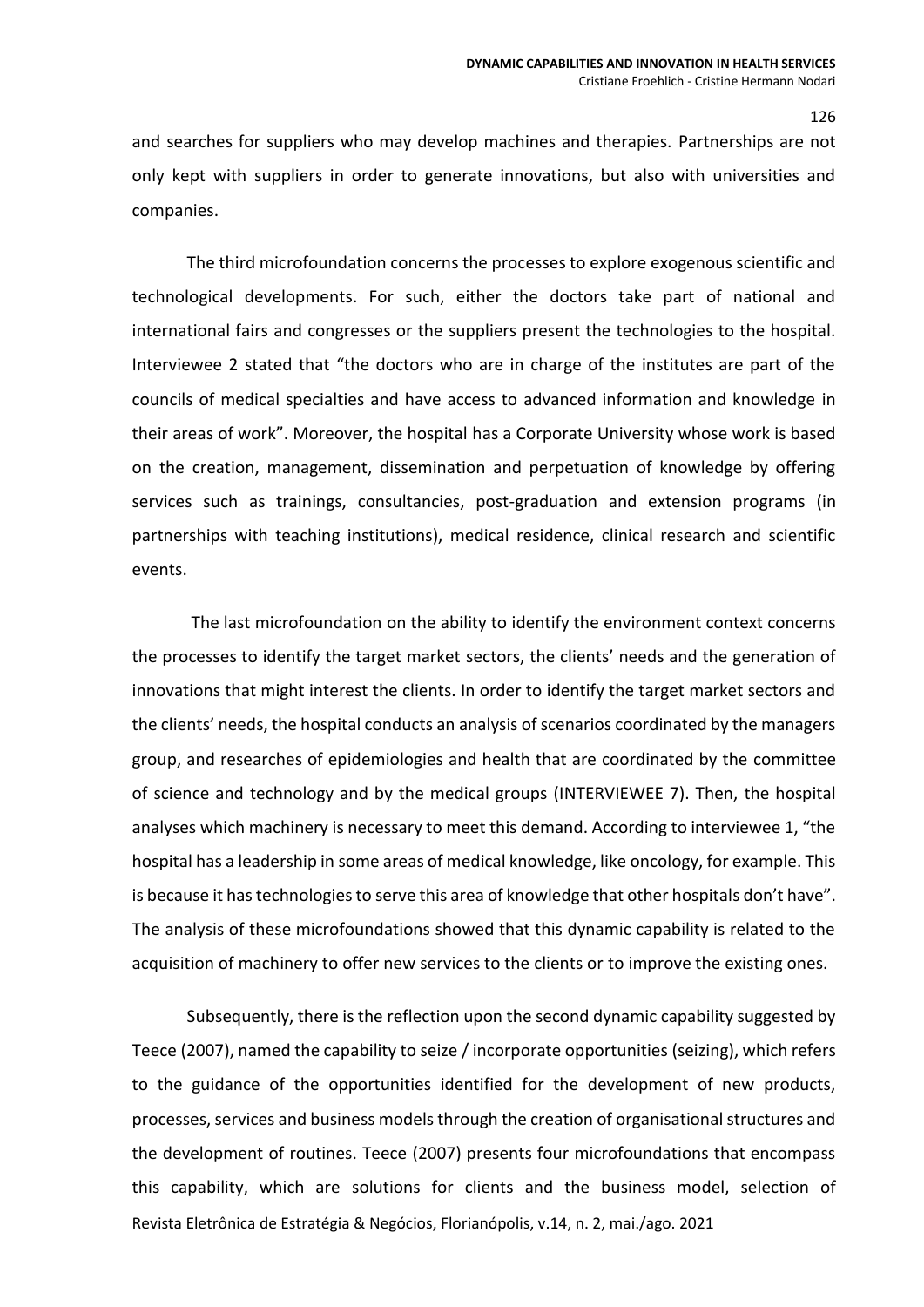and searches for suppliers who may develop machines and therapies. Partnerships are not only kept with suppliers in order to generate innovations, but also with universities and companies.

The third microfoundation concerns the processes to explore exogenous scientific and technological developments. For such, either the doctors take part of national and international fairs and congresses or the suppliers present the technologies to the hospital. Interviewee 2 stated that "the doctors who are in charge of the institutes are part of the councils of medical specialties and have access to advanced information and knowledge in their areas of work". Moreover, the hospital has a Corporate University whose work is based on the creation, management, dissemination and perpetuation of knowledge by offering services such as trainings, consultancies, post-graduation and extension programs (in partnerships with teaching institutions), medical residence, clinical research and scientific events.

The last microfoundation on the ability to identify the environment context concerns the processes to identify the target market sectors, the clients' needs and the generation of innovations that might interest the clients. In order to identify the target market sectors and the clients' needs, the hospital conducts an analysis of scenarios coordinated by the managers group, and researches of epidemiologies and health that are coordinated by the committee of science and technology and by the medical groups (INTERVIEWEE 7). Then, the hospital analyses which machinery is necessary to meet this demand. According to interviewee 1, "the hospital has a leadership in some areas of medical knowledge, like oncology, for example. This is because it has technologies to serve this area of knowledge that other hospitals don't have". The analysis of these microfoundations showed that this dynamic capability is related to the acquisition of machinery to offer new services to the clients or to improve the existing ones.

Subsequently, there is the reflection upon the second dynamic capability suggested by Teece (2007), named the capability to seize / incorporate opportunities (seizing), which refers to the guidance of the opportunities identified for the development of new products, processes, services and business models through the creation of organisational structures and the development of routines. Teece (2007) presents four microfoundations that encompass this capability, which are solutions for clients and the business model, selection of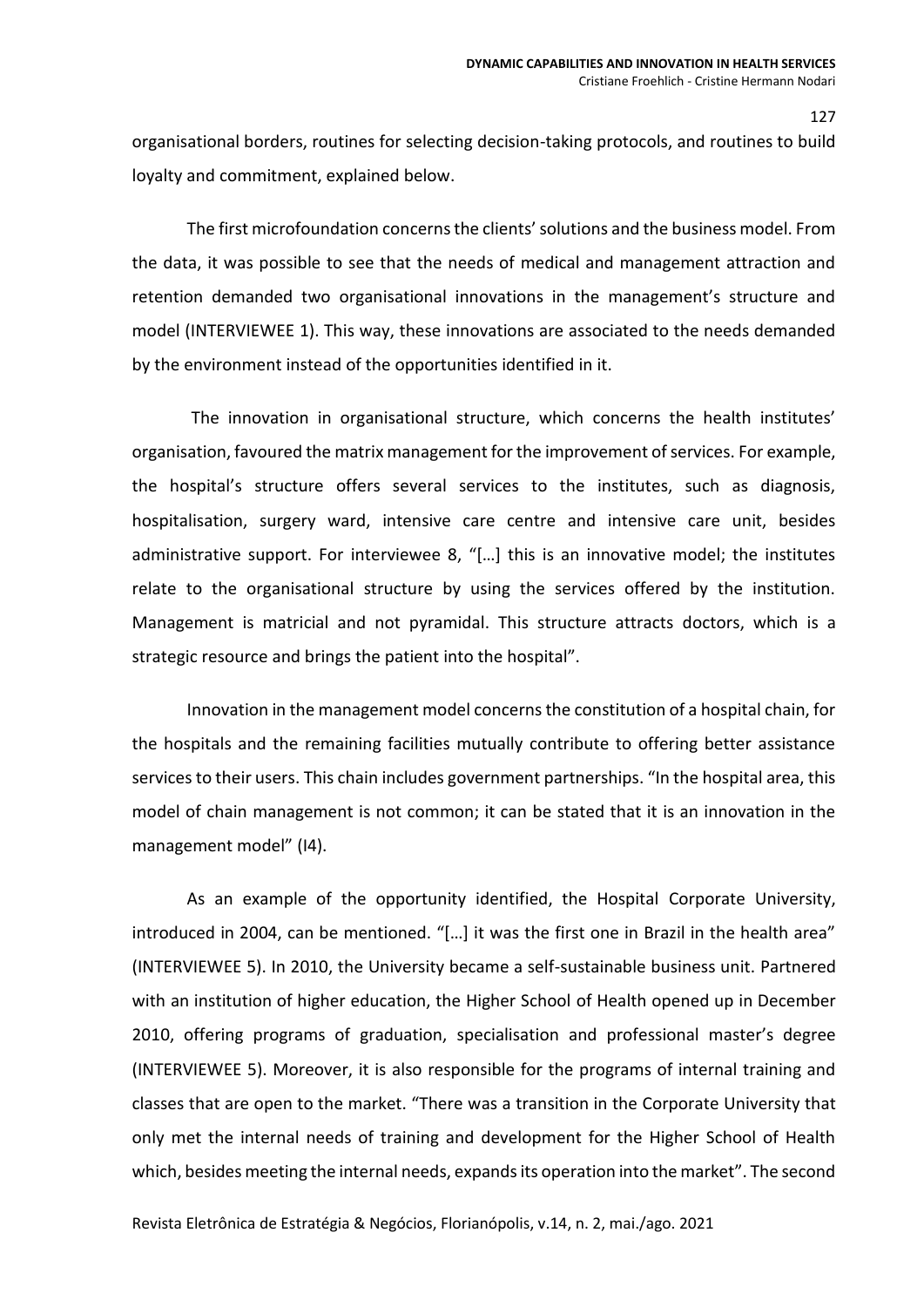organisational borders, routines for selecting decision-taking protocols, and routines to build loyalty and commitment, explained below.

The first microfoundation concerns the clients' solutions and the business model. From the data, it was possible to see that the needs of medical and management attraction and retention demanded two organisational innovations in the management's structure and model (INTERVIEWEE 1). This way, these innovations are associated to the needs demanded by the environment instead of the opportunities identified in it.

The innovation in organisational structure, which concerns the health institutes' organisation, favoured the matrix management for the improvement of services. For example, the hospital's structure offers several services to the institutes, such as diagnosis, hospitalisation, surgery ward, intensive care centre and intensive care unit, besides administrative support. For interviewee 8, "[…] this is an innovative model; the institutes relate to the organisational structure by using the services offered by the institution. Management is matricial and not pyramidal. This structure attracts doctors, which is a strategic resource and brings the patient into the hospital".

Innovation in the management model concerns the constitution of a hospital chain, for the hospitals and the remaining facilities mutually contribute to offering better assistance services to their users. This chain includes government partnerships. "In the hospital area, this model of chain management is not common; it can be stated that it is an innovation in the management model" (I4).

As an example of the opportunity identified, the Hospital Corporate University, introduced in 2004, can be mentioned. "[…] it was the first one in Brazil in the health area" (INTERVIEWEE 5). In 2010, the University became a self-sustainable business unit. Partnered with an institution of higher education, the Higher School of Health opened up in December 2010, offering programs of graduation, specialisation and professional master's degree (INTERVIEWEE 5). Moreover, it is also responsible for the programs of internal training and classes that are open to the market. "There was a transition in the Corporate University that only met the internal needs of training and development for the Higher School of Health which, besides meeting the internal needs, expands its operation into the market". The second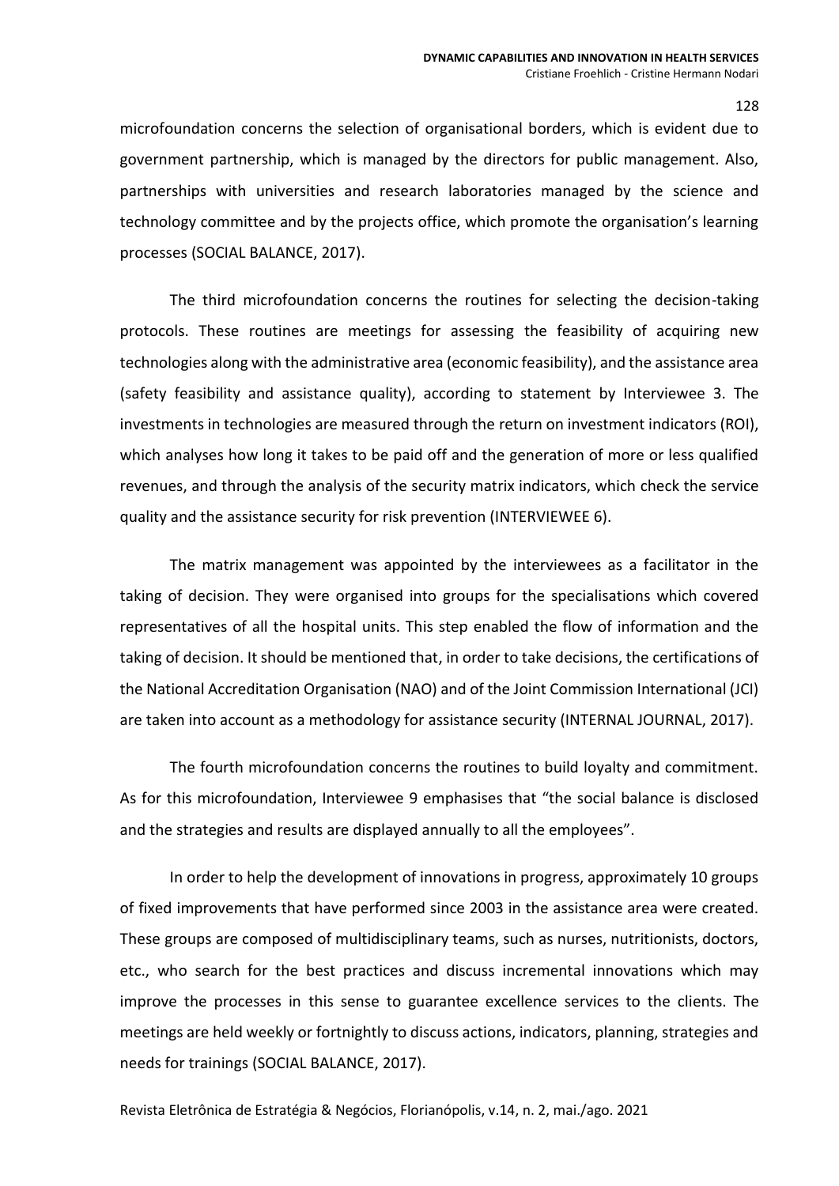microfoundation concerns the selection of organisational borders, which is evident due to government partnership, which is managed by the directors for public management. Also, partnerships with universities and research laboratories managed by the science and technology committee and by the projects office, which promote the organisation's learning processes (SOCIAL BALANCE, 2017).

The third microfoundation concerns the routines for selecting the decision-taking protocols. These routines are meetings for assessing the feasibility of acquiring new technologies along with the administrative area (economic feasibility), and the assistance area (safety feasibility and assistance quality), according to statement by Interviewee 3. The investments in technologies are measured through the return on investment indicators (ROI), which analyses how long it takes to be paid off and the generation of more or less qualified revenues, and through the analysis of the security matrix indicators, which check the service quality and the assistance security for risk prevention (INTERVIEWEE 6).

The matrix management was appointed by the interviewees as a facilitator in the taking of decision. They were organised into groups for the specialisations which covered representatives of all the hospital units. This step enabled the flow of information and the taking of decision. It should be mentioned that, in order to take decisions, the certifications of the National Accreditation Organisation (NAO) and of the Joint Commission International (JCI) are taken into account as a methodology for assistance security (INTERNAL JOURNAL, 2017).

The fourth microfoundation concerns the routines to build loyalty and commitment. As for this microfoundation, Interviewee 9 emphasises that "the social balance is disclosed and the strategies and results are displayed annually to all the employees".

In order to help the development of innovations in progress, approximately 10 groups of fixed improvements that have performed since 2003 in the assistance area were created. These groups are composed of multidisciplinary teams, such as nurses, nutritionists, doctors, etc., who search for the best practices and discuss incremental innovations which may improve the processes in this sense to guarantee excellence services to the clients. The meetings are held weekly or fortnightly to discuss actions, indicators, planning, strategies and needs for trainings (SOCIAL BALANCE, 2017).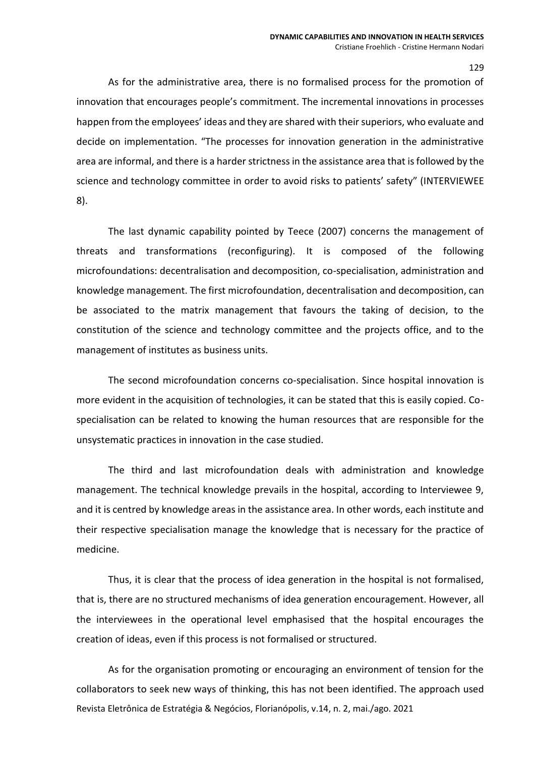As for the administrative area, there is no formalised process for the promotion of innovation that encourages people's commitment. The incremental innovations in processes happen from the employees' ideas and they are shared with their superiors, who evaluate and decide on implementation. "The processes for innovation generation in the administrative area are informal, and there is a harder strictness in the assistance area that is followed by the science and technology committee in order to avoid risks to patients' safety" (INTERVIEWEE 8).

The last dynamic capability pointed by Teece (2007) concerns the management of threats and transformations (reconfiguring). It is composed of the following microfoundations: decentralisation and decomposition, co-specialisation, administration and knowledge management. The first microfoundation, decentralisation and decomposition, can be associated to the matrix management that favours the taking of decision, to the constitution of the science and technology committee and the projects office, and to the management of institutes as business units.

The second microfoundation concerns co-specialisation. Since hospital innovation is more evident in the acquisition of technologies, it can be stated that this is easily copied. Co-specialisation can be related to knowing the human resources that are responsible for the unsystematic practices in innovation in the case studied.

The third and last microfoundation deals with administration and knowledge management. The technical knowledge prevails in the hospital, according to Interviewee 9, and it is centred by knowledge areas in the assistance area. In other words, each institute and their respective specialisation manage the knowledge that is necessary for the practice of medicine.

Thus, it is clear that the process of idea generation in the hospital is not formalised, that is, there are no structured mechanisms of idea generation encouragement. However, all the interviewees in the operational level emphasised that the hospital encourages the creation of ideas, even if this process is not formalised or structured.

As for the organisation promoting or encouraging an environment of tension for the collaborators to seek new ways of thinking, this has not been identified. The approach used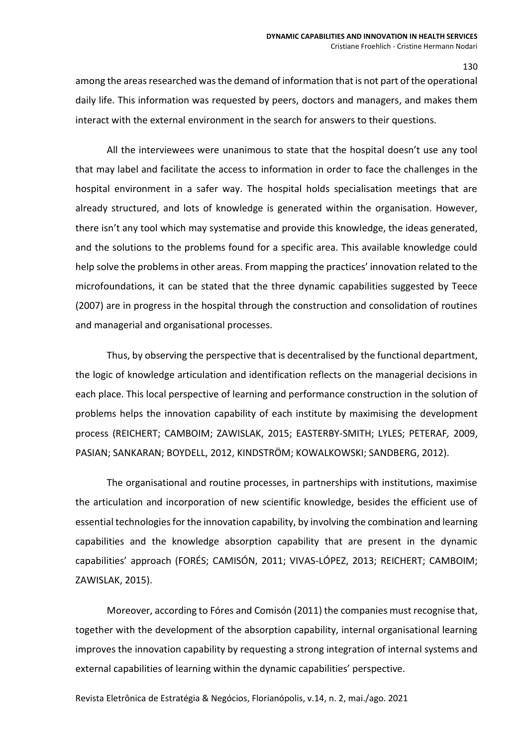among the areas researched was the demand of information that is not part of the operational daily life. This information was requested by peers, doctors and managers, and makes them interact with the external environment in the search for answers to their questions.

All the interviewees were unanimous to state that the hospital doesn't use any tool that may label and facilitate the access to information in order to face the challenges in the hospital environment in a safer way. The hospital holds specialisation meetings that are already structured, and lots of knowledge is generated within the organisation. However, there isn't any tool which may systematise and provide this knowledge, the ideas generated, and the solutions to the problems found for a specific area. This available knowledge could help solve the problems in other areas. From mapping the practices' innovation related to the microfoundations, it can be stated that the three dynamic capabilities suggested by Teece (2007) are in progress in the hospital through the construction and consolidation of routines and managerial and organisational processes.

Thus, by observing the perspective that is decentralised by the functional department, the logic of knowledge articulation and identification reflects on the managerial decisions in each place. This local perspective of learning and performance construction in the solution of problems helps the innovation capability of each institute by maximising the development process (REICHERT; CAMBOIM; ZAWISLAK, 2015; EASTERBY-SMITH; LYLES; PETERAF*,* 2009, PASIAN; SANKARAN; BOYDELL, 2012, KINDSTRÖM; KOWALKOWSKI; SANDBERG, 2012).

The organisational and routine processes, in partnerships with institutions, maximise the articulation and incorporation of new scientific knowledge, besides the efficient use of essential technologies for the innovation capability, by involving the combination and learning capabilities and the knowledge absorption capability that are present in the dynamic capabilities' approach (FORÉS; CAMISÓN, 2011; VIVAS-LÓPEZ, 2013; REICHERT; CAMBOIM; ZAWISLAK, 2015).

Moreover, according to Fóres and Comisón (2011) the companies must recognise that, together with the development of the absorption capability, internal organisational learning improves the innovation capability by requesting a strong integration of internal systems and external capabilities of learning within the dynamic capabilities' perspective.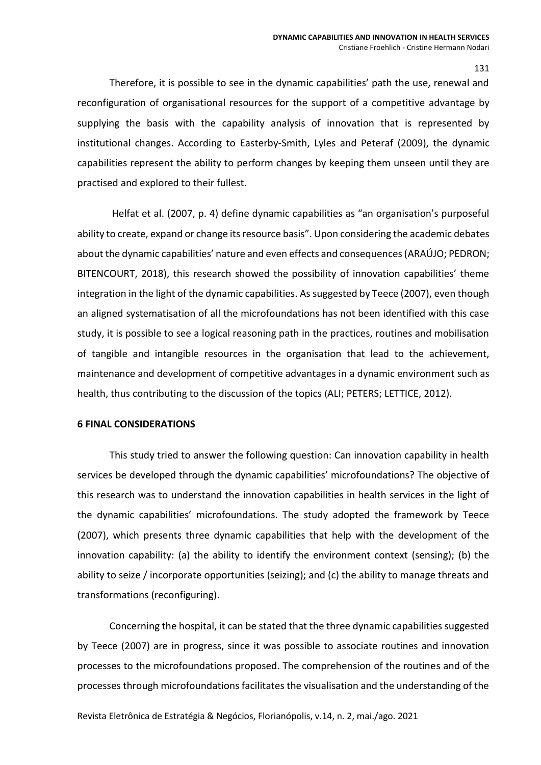Therefore, it is possible to see in the dynamic capabilities' path the use, renewal and reconfiguration of organisational resources for the support of a competitive advantage by supplying the basis with the capability analysis of innovation that is represented by institutional changes. According to Easterby-Smith, Lyles and Peteraf (2009), the dynamic capabilities represent the ability to perform changes by keeping them unseen until they are practised and explored to their fullest.

Helfat et al. (2007, p. 4) define dynamic capabilities as "an organisation's purposeful ability to create, expand or change its resource basis". Upon considering the academic debates about the dynamic capabilities' nature and even effects and consequences (ARAÚJO; PEDRON; BITENCOURT, 2018), this research showed the possibility of innovation capabilities' theme integration in the light of the dynamic capabilities. As suggested by Teece (2007), even though an aligned systematisation of all the microfoundations has not been identified with this case study, it is possible to see a logical reasoning path in the practices, routines and mobilisation of tangible and intangible resources in the organisation that lead to the achievement, maintenance and development of competitive advantages in a dynamic environment such as health, thus contributing to the discussion of the topics (ALI; PETERS; LETTICE, 2012).

## 6 FINAL CONSIDERATIONS

This study tried to answer the following question: Can innovation capability in health services be developed through the dynamic capabilities' microfoundations? The objective of this research was to understand the innovation capabilities in health services in the light of the dynamic capabilities' microfoundations. The study adopted the framework by Teece (2007), which presents three dynamic capabilities that help with the development of the innovation capability: (a) the ability to identify the environment context (sensing); (b) the ability to seize / incorporate opportunities (seizing); and (c) the ability to manage threats and transformations (reconfiguring).

Concerning the hospital, it can be stated that the three dynamic capabilities suggested by Teece (2007) are in progress, since it was possible to associate routines and innovation processes to the microfoundations proposed. The comprehension of the routines and of the processes through microfoundations facilitates the visualisation and the understanding of the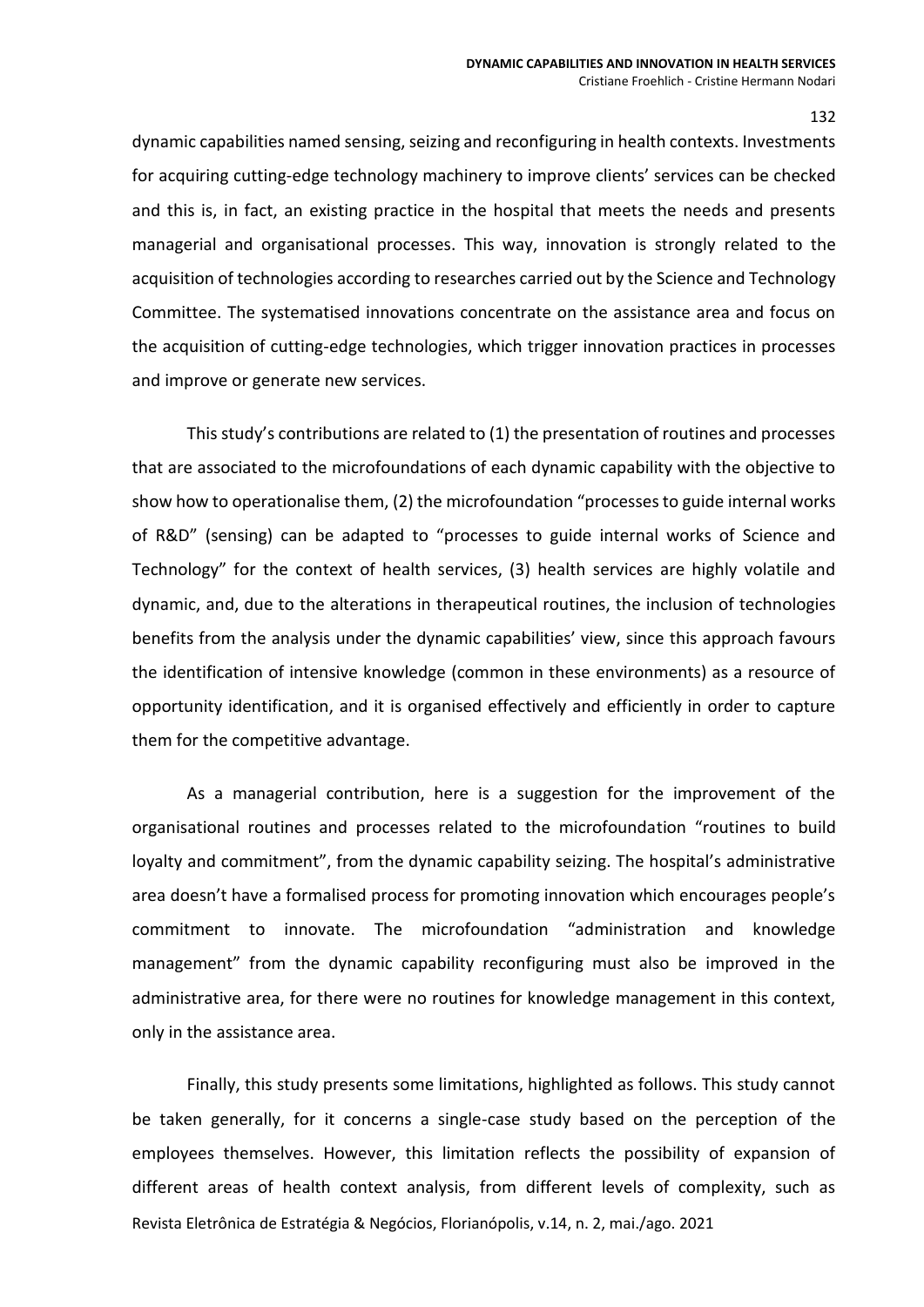dynamic capabilities named sensing, seizing and reconfiguring in health contexts. Investments for acquiring cutting-edge technology machinery to improve clients' services can be checked and this is, in fact, an existing practice in the hospital that meets the needs and presents managerial and organisational processes. This way, innovation is strongly related to the acquisition of technologies according to researches carried out by the Science and Technology Committee. The systematised innovations concentrate on the assistance area and focus on the acquisition of cutting-edge technologies, which trigger innovation practices in processes and improve or generate new services.

This study's contributions are related to (1) the presentation of routines and processes that are associated to the microfoundations of each dynamic capability with the objective to show how to operationalise them, (2) the microfoundation "processes to guide internal works of R&D" (sensing) can be adapted to "processes to guide internal works of Science and Technology" for the context of health services, (3) health services are highly volatile and dynamic, and, due to the alterations in therapeutical routines, the inclusion of technologies benefits from the analysis under the dynamic capabilities' view, since this approach favours the identification of intensive knowledge (common in these environments) as a resource of opportunity identification, and it is organised effectively and efficiently in order to capture them for the competitive advantage.

As a managerial contribution, here is a suggestion for the improvement of the organisational routines and processes related to the microfoundation "routines to build loyalty and commitment", from the dynamic capability seizing. The hospital's administrative area doesn't have a formalised process for promoting innovation which encourages people's commitment to innovate. The microfoundation "administration and knowledge management" from the dynamic capability reconfiguring must also be improved in the administrative area, for there were no routines for knowledge management in this context, only in the assistance area.

Finally, this study presents some limitations, highlighted as follows. This study cannot be taken generally, for it concerns a single-case study based on the perception of the employees themselves. However, this limitation reflects the possibility of expansion of different areas of health context analysis, from different levels of complexity, such as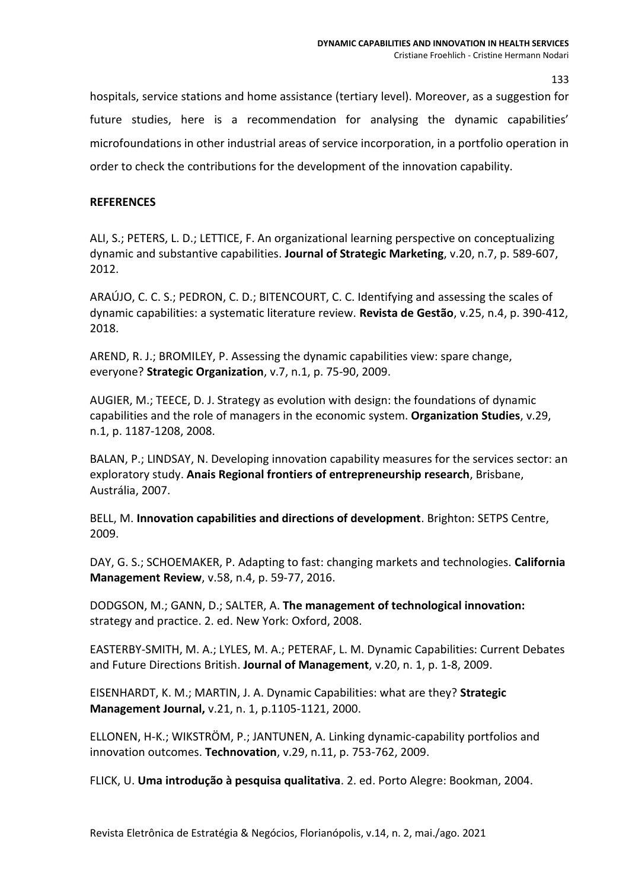hospitals, service stations and home assistance (tertiary level). Moreover, as a suggestion for future studies, here is a recommendation for analysing the dynamic capabilities' microfoundations in other industrial areas of service incorporation, in a portfolio operation in order to check the contributions for the development of the innovation capability.

**REFERENCES**

ALI, S.; PETERS, L. D.; LETTICE, F. An organizational learning perspective on conceptualizing dynamic and substantive capabilities. **Journal of Strategic Marketing**, v.20, n.7, p. 589-607, 2012.

ARAÚJO, C. C. S.; PEDRON, C. D.; BITENCOURT, C. C. Identifying and assessing the scales of dynamic capabilities: a systematic literature review. **Revista de Gestão**, v.25, n.4, p. 390-412, 2018.

AREND, R. J.; BROMILEY, P. Assessing the dynamic capabilities view: spare change, everyone? **Strategic Organization**, v.7, n.1, p. 75-90, 2009.

AUGIER, M.; TEECE, D. J. Strategy as evolution with design: the foundations of dynamic capabilities and the role of managers in the economic system. **Organization Studies**, v.29, n.1, p. 1187-1208, 2008.

BALAN, P.; LINDSAY, N. Developing innovation capability measures for the services sector: an exploratory study. **Anais Regional frontiers of entrepreneurship research**, Brisbane, Austrália, 2007.

BELL, M. **Innovation capabilities and directions of development**. Brighton: SETPS Centre, 2009.

DAY, G. S.; SCHOEMAKER, P. Adapting to fast: changing markets and technologies. **California Management Review**, v.58, n.4, p. 59-77, 2016.

DODGSON, M.; GANN, D.; SALTER, A. **The management of technological innovation:** strategy and practice. 2. ed. New York: Oxford, 2008.

EASTERBY-SMITH, M. A.; LYLES, M. A.; PETERAF, L. M. Dynamic Capabilities: Current Debates and Future Directions British. **Journal of Management**, v.20, n. 1, p. 1-8, 2009.

EISENHARDT, K. M.; MARTIN, J. A. Dynamic Capabilities: what are they? **Strategic Management Journal,** v.21, n. 1, p.1105-1121, 2000.

ELLONEN, H-K.; WIKSTRÖM, P.; JANTUNEN, A. Linking dynamic-capability portfolios and innovation outcomes. **Technovation**, v.29, n.11, p. 753-762, 2009.

FLICK, U. **Uma introdução à pesquisa qualitativa**. 2. ed. Porto Alegre: Bookman, 2004.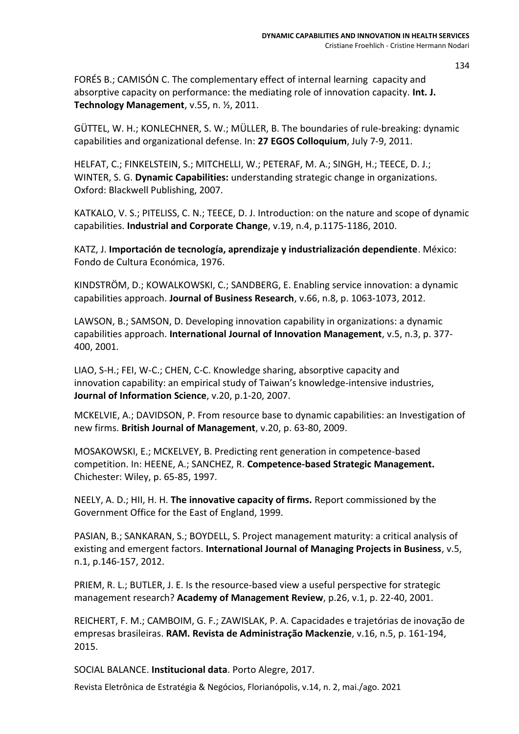FORÉS B.; CAMISÓN C. The complementary effect of internal learning capacity and absorptive capacity on performance: the mediating role of innovation capacity. **Int. J. Technology Management**, v.55, n. ½, 2011.

GÜTTEL, W. H.; KONLECHNER, S. W.; MÜLLER, B. The boundaries of rule-breaking: dynamic capabilities and organizational defense. In: **27 EGOS Colloquium**, July 7-9, 2011.

HELFAT, C.; FINKELSTEIN, S.; MITCHELLI, W.; PETERAF, M. A.; SINGH, H.; TEECE, D. J.; WINTER, S. G. **Dynamic Capabilities:** understanding strategic change in organizations. Oxford: Blackwell Publishing, 2007.

KATKALO, V. S.; PITELISS, C. N.; TEECE, D. J. Introduction: on the nature and scope of dynamic capabilities. **Industrial and Corporate Change**, v.19, n.4, p.1175-1186, 2010.

KATZ, J. **Importación de tecnología, aprendizaje y industrialización dependiente**. México: Fondo de Cultura Económica, 1976.

KINDSTRÖM, D.; KOWALKOWSKI, C.; SANDBERG, E. Enabling service innovation: a dynamic capabilities approach. **Journal of Business Research**, v.66, n.8, p. 1063-1073, 2012.

LAWSON, B.; SAMSON, D. Developing innovation capability in organizations: a dynamic capabilities approach. **International Journal of Innovation Management**, v.5, n.3, p. 377-400, 2001.

LIAO, S-H.; FEI, W-C.; CHEN, C-C. Knowledge sharing, absorptive capacity and innovation capability: an empirical study of Taiwan's knowledge-intensive industries, **Journal of Information Science**, v.20, p.1-20, 2007.

MCKELVIE, A.; DAVIDSON, P. From resource base to dynamic capabilities: an Investigation of new firms. **British Journal of Management**, v.20, p. 63-80, 2009.

MOSAKOWSKI, E.; MCKELVEY, B. Predicting rent generation in competence-based competition. In: HEENE, A.; SANCHEZ, R. **Competence-based Strategic Management.** Chichester: Wiley, p. 65-85, 1997.

NEELY, A. D.; HII, H. H. **The innovative capacity of firms.** Report commissioned by the Government Office for the East of England, 1999.

PASIAN, B.; SANKARAN, S.; BOYDELL, S. Project management maturity: a critical analysis of existing and emergent factors. **International Journal of Managing Projects in Business**, v.5, n.1, p.146-157, 2012.

PRIEM, R. L.; BUTLER, J. E. Is the resource-based view a useful perspective for strategic management research? **Academy of Management Review**, p.26, v.1, p. 22-40, 2001.

REICHERT, F. M.; CAMBOIM, G. F.; ZAWISLAK, P. A. Capacidades e trajetórias de inovação de empresas brasileiras. **RAM. Revista de Administração Mackenzie**, v.16, n.5, p. 161-194, 2015.

SOCIAL BALANCE. **Institucional data**. Porto Alegre, 2017.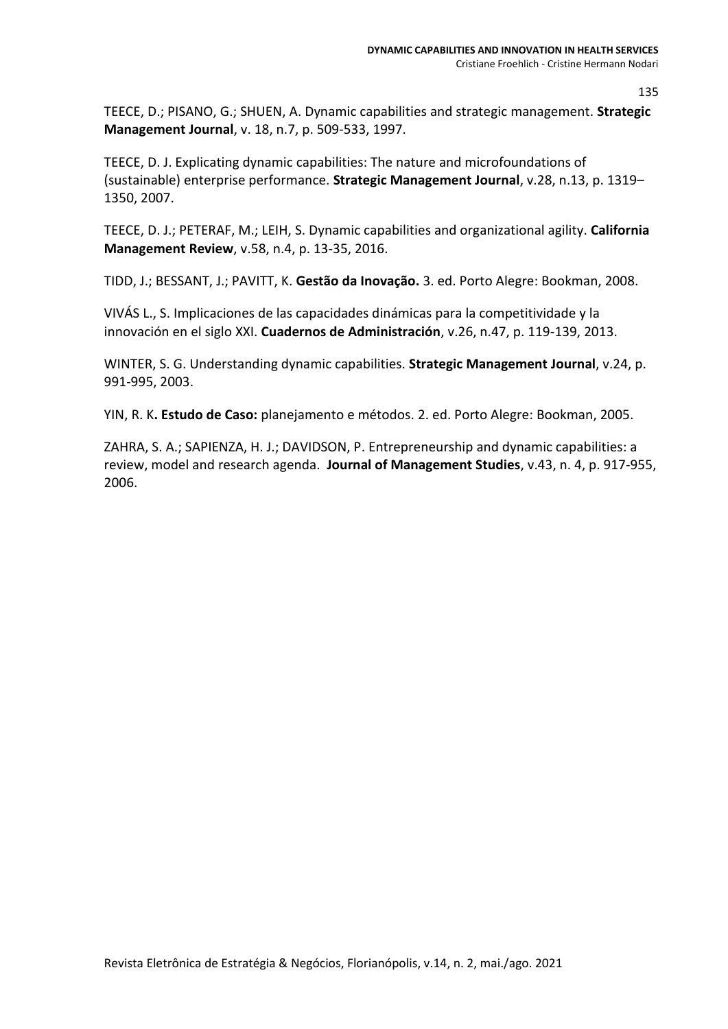TEECE, D.; PISANO, G.; SHUEN, A. Dynamic capabilities and strategic management. **Strategic Management Journal**, v. 18, n.7, p. 509-533, 1997.

TEECE, D. J. Explicating dynamic capabilities: The nature and microfoundations of (sustainable) enterprise performance. **Strategic Management Journal**, v.28, n.13, p. 1319–1350, 2007.

TEECE, D. J.; PETERAF, M.; LEIH, S. Dynamic capabilities and organizational agility. **California Management Review**, v.58, n.4, p. 13-35, 2016.

TIDD, J.; BESSANT, J.; PAVITT, K. **Gestão da Inovação.** 3. ed. Porto Alegre: Bookman, 2008.

VIVÁS L., S. Implicaciones de las capacidades dinámicas para la competitividade y la innovación en el siglo XXI. **Cuadernos de Administración**, v.26, n.47, p. 119-139, 2013.

WINTER, S. G. Understanding dynamic capabilities. **Strategic Management Journal**, v.24, p. 991-995, 2003.

YIN, R. K**. Estudo de Caso:** planejamento e métodos. 2. ed. Porto Alegre: Bookman, 2005.

ZAHRA, S. A.; SAPIENZA, H. J.; DAVIDSON, P. Entrepreneurship and dynamic capabilities: a review, model and research agenda. **Journal of Management Studies**, v.43, n. 4, p. 917-955, 2006.